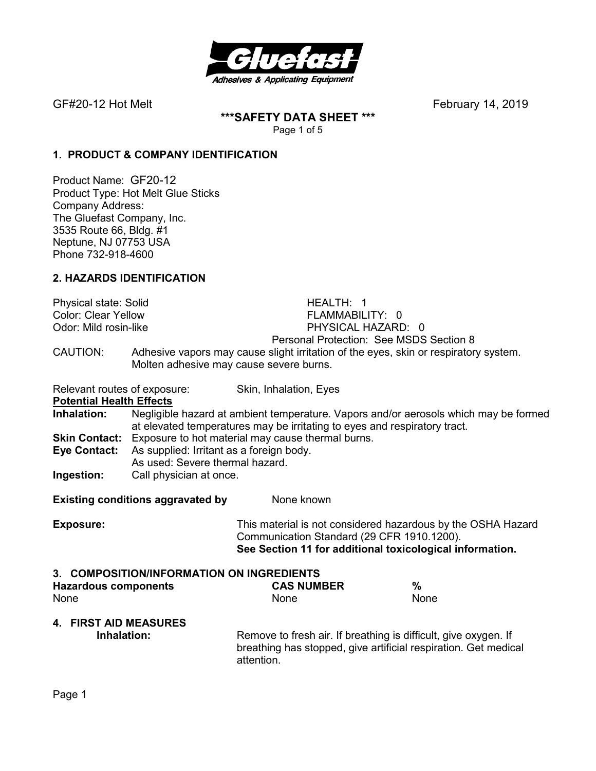GF#20-12 Hot Melt February 14, 2019

# ***SAFETY DATA SHEET ***

## 1. PRODUCT & COMPANY IDENTIFICATION

Product Name: GF20-12
Product Type: Hot Melt Glue Sticks
Company Address:
The Gluefast Company, Inc.
3535 Route 66, Bldg. #1
Neptune, NJ 07753 USA
Phone 732-918-4600

## 2. HAZARDS IDENTIFICATION

Physical state: Solid
Color: Clear Yellow
Odor: Mild rosin-like

HEALTH: 1
FLAMMABILITY: 0
PHYSICAL HAZARD: 0
Personal Protection: See MSDS Section 8

CAUTION: Adhesive vapors may cause slight irritation of the eyes, skin or respiratory system. Molten adhesive may cause severe burns.

Relevant routes of exposure: Skin, Inhalation, Eyes

**Potential Health Effects**

**Inhalation:** Negligible hazard at ambient temperature. Vapors and/or aerosols which may be formed at elevated temperatures may be irritating to eyes and respiratory tract.

**Skin Contact:** Exposure to hot material may cause thermal burns.

**Eye Contact:** As supplied: Irritant as a foreign body.
As used: Severe thermal hazard.

**Ingestion:** Call physician at once.

**Existing conditions aggravated by** None known

**Exposure:** This material is not considered hazardous by the OSHA Hazard Communication Standard (29 CFR 1910.1200).
**See Section 11 for additional toxicological information.**

## 3. COMPOSITION/INFORMATION ON INGREDIENTS

| Hazardous components | CAS NUMBER | % |
| --- | --- | --- |
| None | None | None |

## 4. FIRST AID MEASURES

**Inhalation:** Remove to fresh air. If breathing is difficult, give oxygen. If breathing has stopped, give artificial respiration. Get medical attention.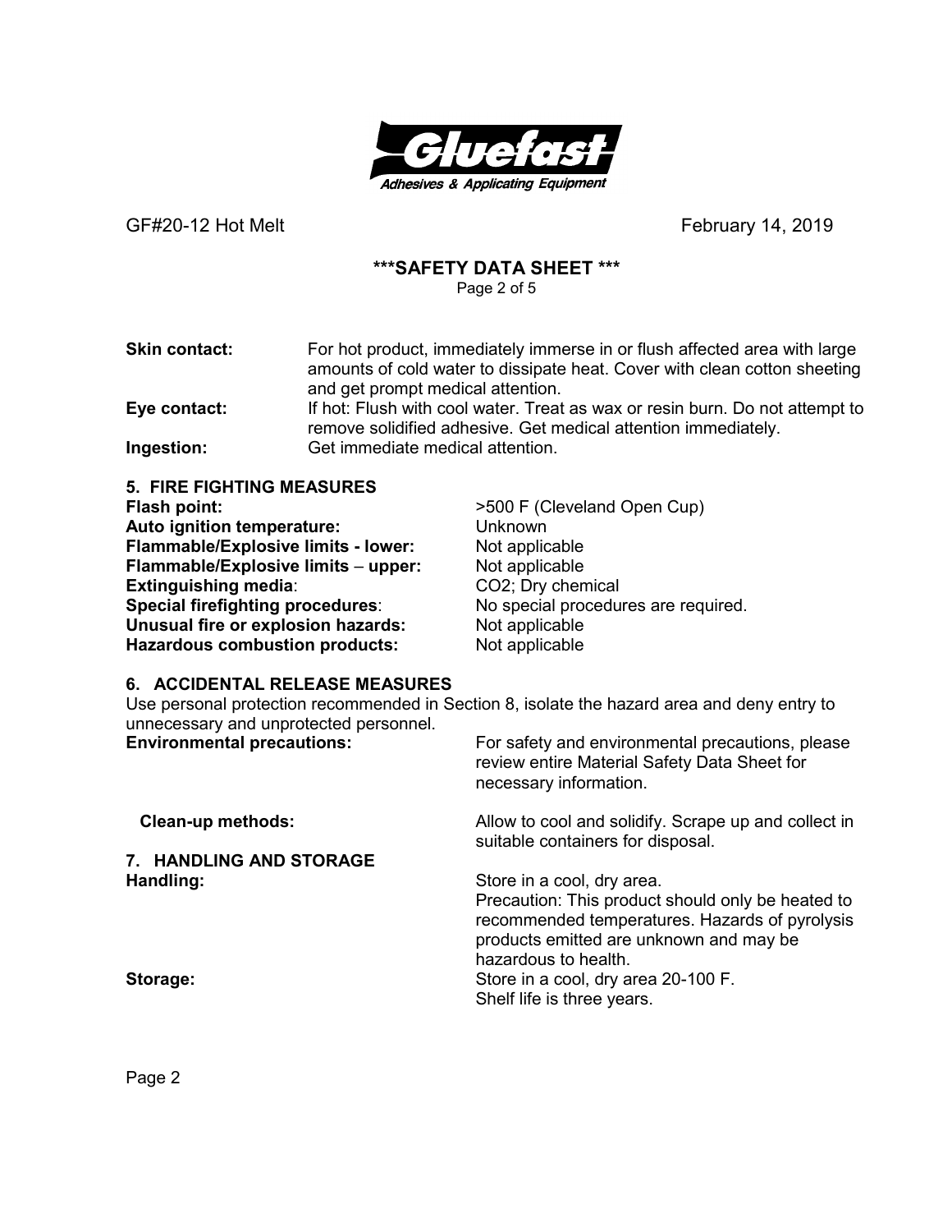**Skin contact:** For hot product, immediately immerse in or flush affected area with large amounts of cold water to dissipate heat. Cover with clean cotton sheeting and get prompt medical attention.

**Eye contact:** If hot: Flush with cool water. Treat as wax or resin burn. Do not attempt to remove solidified adhesive. Get medical attention immediately.

**Ingestion:** Get immediate medical attention.

## 5. FIRE FIGHTING MEASURES

| | |
|---|---|
| **Flash point:** | >500 F (Cleveland Open Cup) |
| **Auto ignition temperature:** | Unknown |
| **Flammable/Explosive limits - lower:** | Not applicable |
| **Flammable/Explosive limits – upper:** | Not applicable |
| **Extinguishing media**: | $CO_2$; Dry chemical |
| **Special firefighting procedures**: | No special procedures are required. |
| **Unusual fire or explosion hazards:** | Not applicable |
| **Hazardous combustion products:** | Not applicable |

## 6. ACCIDENTAL RELEASE MEASURES

Use personal protection recommended in Section 8, isolate the hazard area and deny entry to unnecessary and unprotected personnel.

**Environmental precautions:** For safety and environmental precautions, please review entire Material Safety Data Sheet for necessary information.

**Clean-up methods:** Allow to cool and solidify. Scrape up and collect in suitable containers for disposal.

## 7. HANDLING AND STORAGE

**Handling:** Store in a cool, dry area.
Precaution: This product should only be heated to recommended temperatures. Hazards of pyrolysis products emitted are unknown and may be hazardous to health.

**Storage:** Store in a cool, dry area 20-100 F.
Shelf life is three years.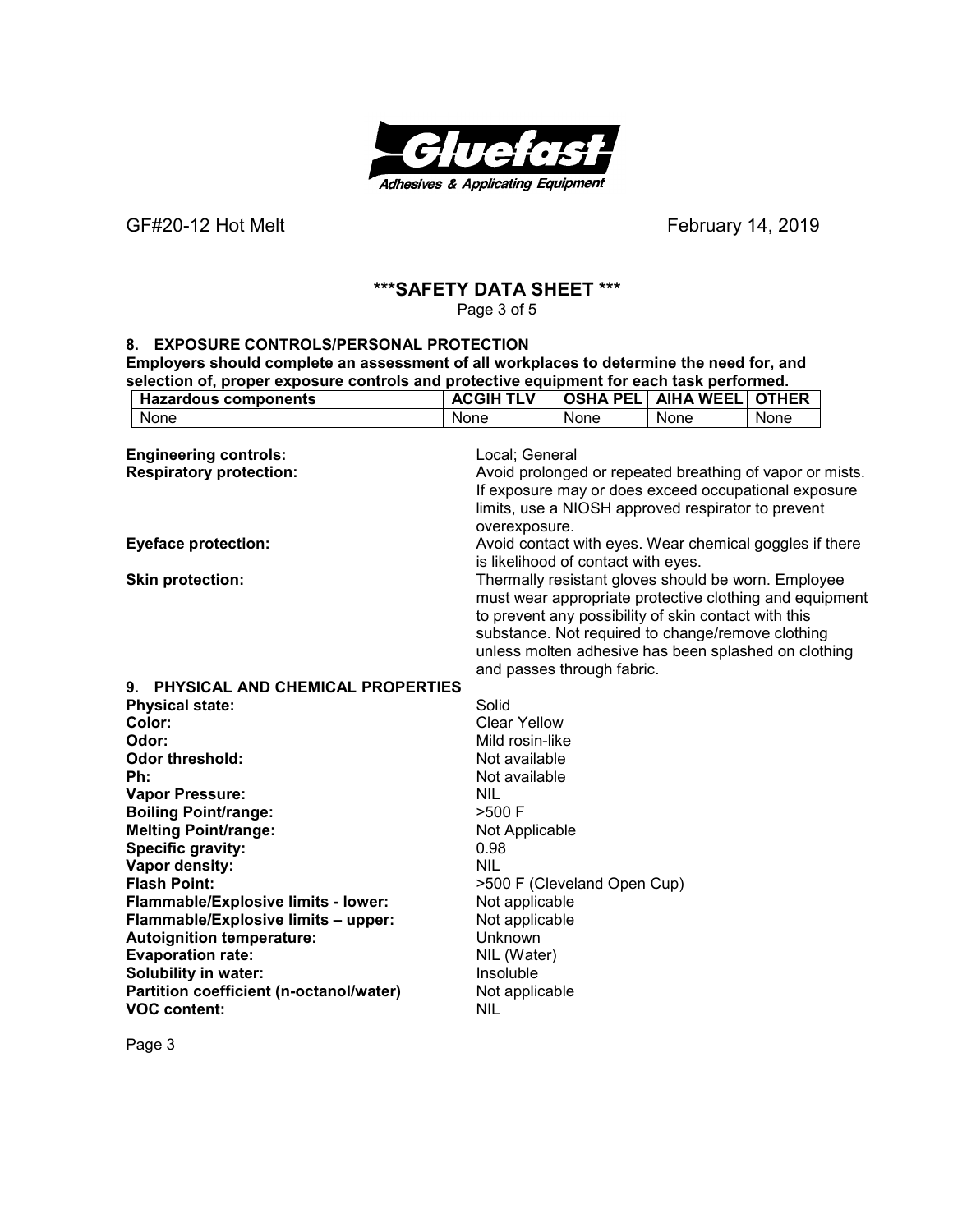# \*\*\*SAFETY DATA SHEET \*\*\*

## 8. EXPOSURE CONTROLS/PERSONAL PROTECTION

**Employers should complete an assessment of all workplaces to determine the need for, and selection of, proper exposure controls and protective equipment for each task performed.**

| Hazardous components | ACGIH TLV | OSHA PEL | AIHA WEEL | OTHER |
|---|---|---|---|---|
| None | None | None | None | None |

**Engineering controls:** Local; General

**Respiratory protection:** Avoid prolonged or repeated breathing of vapor or mists. If exposure may or does exceed occupational exposure limits, use a NIOSH approved respirator to prevent overexposure.

**Eyeface protection:** Avoid contact with eyes. Wear chemical goggles if there is likelihood of contact with eyes.

**Skin protection:** Thermally resistant gloves should be worn. Employee must wear appropriate protective clothing and equipment to prevent any possibility of skin contact with this substance. Not required to change/remove clothing unless molten adhesive has been splashed on clothing and passes through fabric.

## 9. PHYSICAL AND CHEMICAL PROPERTIES

**Physical state:** Solid
**Color:** Clear Yellow
**Odor:** Mild rosin-like
**Odor threshold:** Not available
**Ph:** Not available
**Vapor Pressure:** NIL
**Boiling Point/range:** >500 F
**Melting Point/range:** Not Applicable
**Specific gravity:** 0.98
**Vapor density:** NIL
**Flash Point:** >500 F (Cleveland Open Cup)
**Flammable/Explosive limits - lower:** Not applicable
**Flammable/Explosive limits – upper:** Not applicable
**Autoignition temperature:** Unknown
**Evaporation rate:** NIL (Water)
**Solubility in water:** Insoluble
**Partition coefficient (n-octanol/water)** Not applicable
**VOC content:** NIL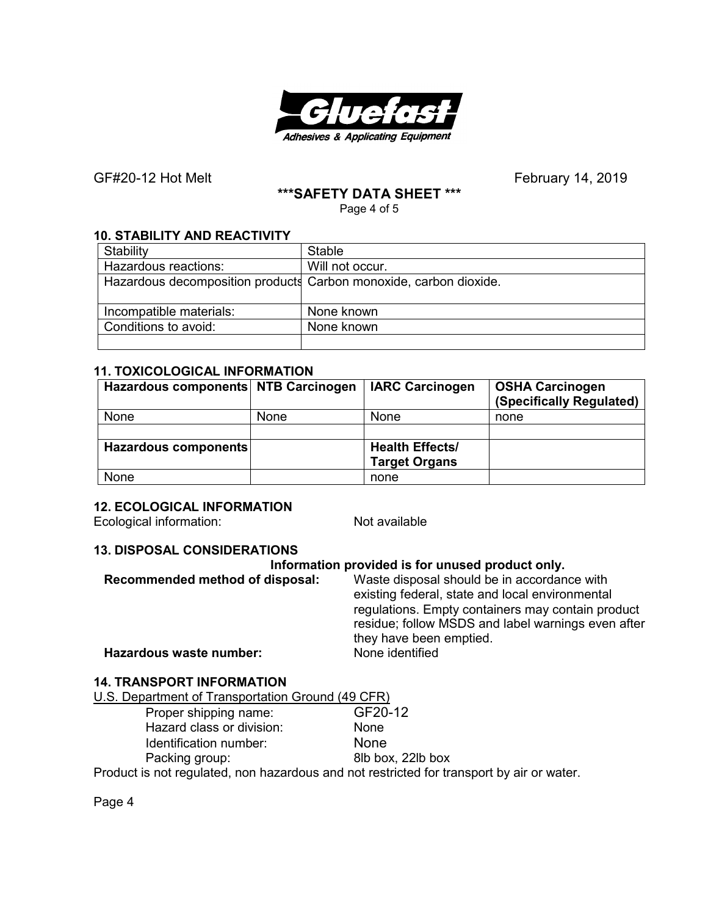## 10. STABILITY AND REACTIVITY

| Stability | Stable |
|---|---|
| Hazardous reactions: | Will not occur. |
| Hazardous decomposition products | Carbon monoxide, carbon dioxide. |
| Incompatible materials: | None known |
| Conditions to avoid: | None known |
| | |

## 11. TOXICOLOGICAL INFORMATION

| Hazardous components | NTB Carcinogen | IARC Carcinogen | OSHA Carcinogen (Specifically Regulated) |
|---|---|---|---|
| None | None | None | none |
| | | | |
| **Hazardous components** | | **Health Effects/ Target Organs** | |
| None | | none | |

## 12. ECOLOGICAL INFORMATION

Ecological information: Not available

## 13. DISPOSAL CONSIDERATIONS

**Information provided is for unused product only.**

**Recommended method of disposal:** Waste disposal should be in accordance with existing federal, state and local environmental regulations. Empty containers may contain product residue; follow MSDS and label warnings even after they have been emptied.

**Hazardous waste number:** None identified

## 14. TRANSPORT INFORMATION

U.S. Department of Transportation Ground (49 CFR)

- Proper shipping name: GF20-12
- Hazard class or division: None
- Identification number: None
- Packing group: 8lb box, 22lb box

Product is not regulated, non hazardous and not restricted for transport by air or water.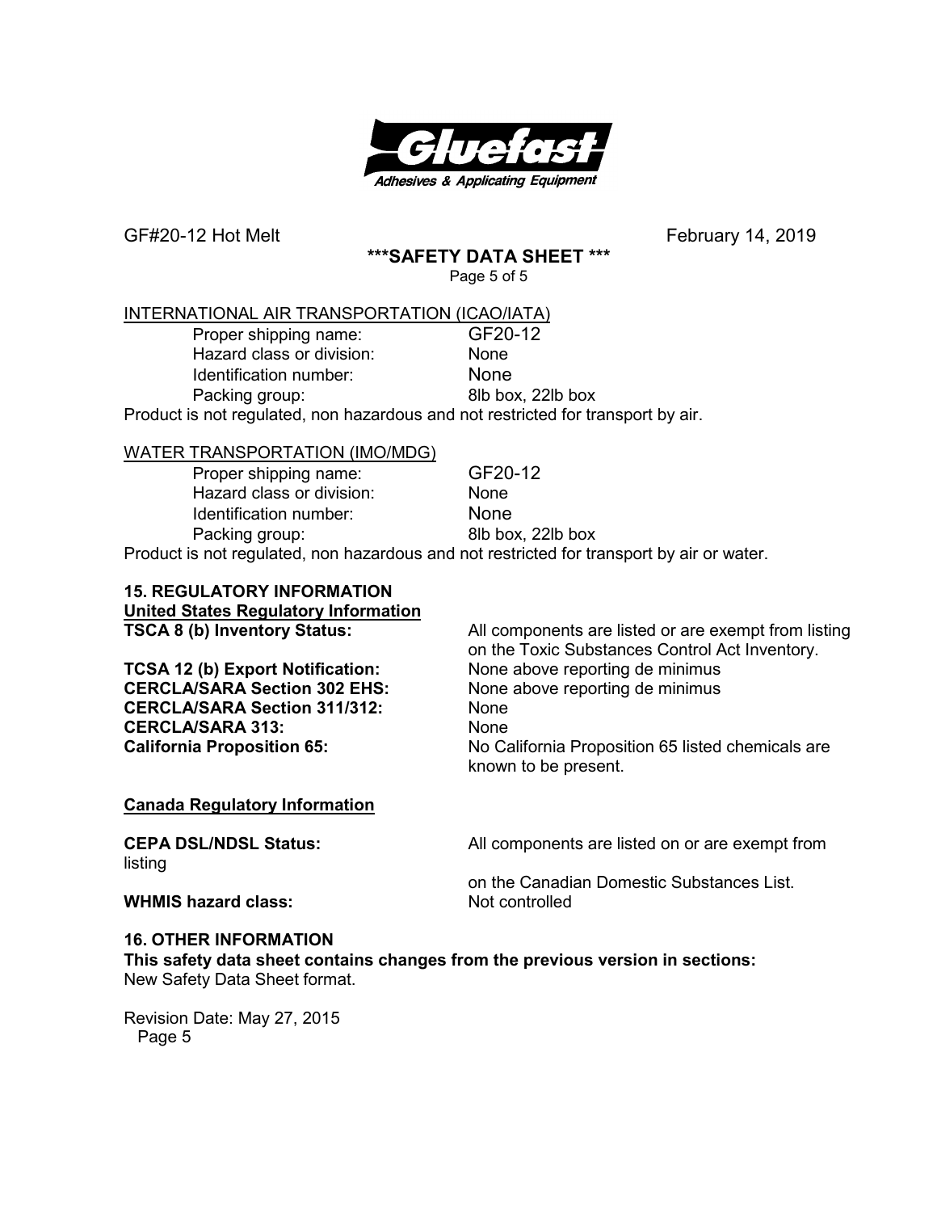GF#20-12 Hot Melt February 14, 2019

**\*\*\*SAFETY DATA SHEET \*\*\***

INTERNATIONAL AIR TRANSPORTATION (ICAO/IATA)

| | |
|---|---|
| Proper shipping name: | GF20-12 |
| Hazard class or division: | None |
| Identification number: | None |
| Packing group: | 8lb box, 22lb box |

Product is not regulated, non hazardous and not restricted for transport by air.

WATER TRANSPORTATION (IMO/MDG)

| | |
|---|---|
| Proper shipping name: | GF20-12 |
| Hazard class or division: | None |
| Identification number: | None |
| Packing group: | 8lb box, 22lb box |

Product is not regulated, non hazardous and not restricted for transport by air or water.

## 15. REGULATORY INFORMATION

**United States Regulatory Information**

**TSCA 8 (b) Inventory Status:** All components are listed or are exempt from listing on the Toxic Substances Control Act Inventory.

**TCSA 12 (b) Export Notification:** None above reporting de minimus

**CERCLA/SARA Section 302 EHS:** None above reporting de minimus

**CERCLA/SARA Section 311/312:** None

**CERCLA/SARA 313:** None

**California Proposition 65:** No California Proposition 65 listed chemicals are known to be present.

**Canada Regulatory Information**

**CEPA DSL/NDSL Status:** All components are listed on or are exempt from listing on the Canadian Domestic Substances List.

**WHMIS hazard class:** Not controlled

## 16. OTHER INFORMATION

**This safety data sheet contains changes from the previous version in sections:**
New Safety Data Sheet format.

Revision Date: May 27, 2015